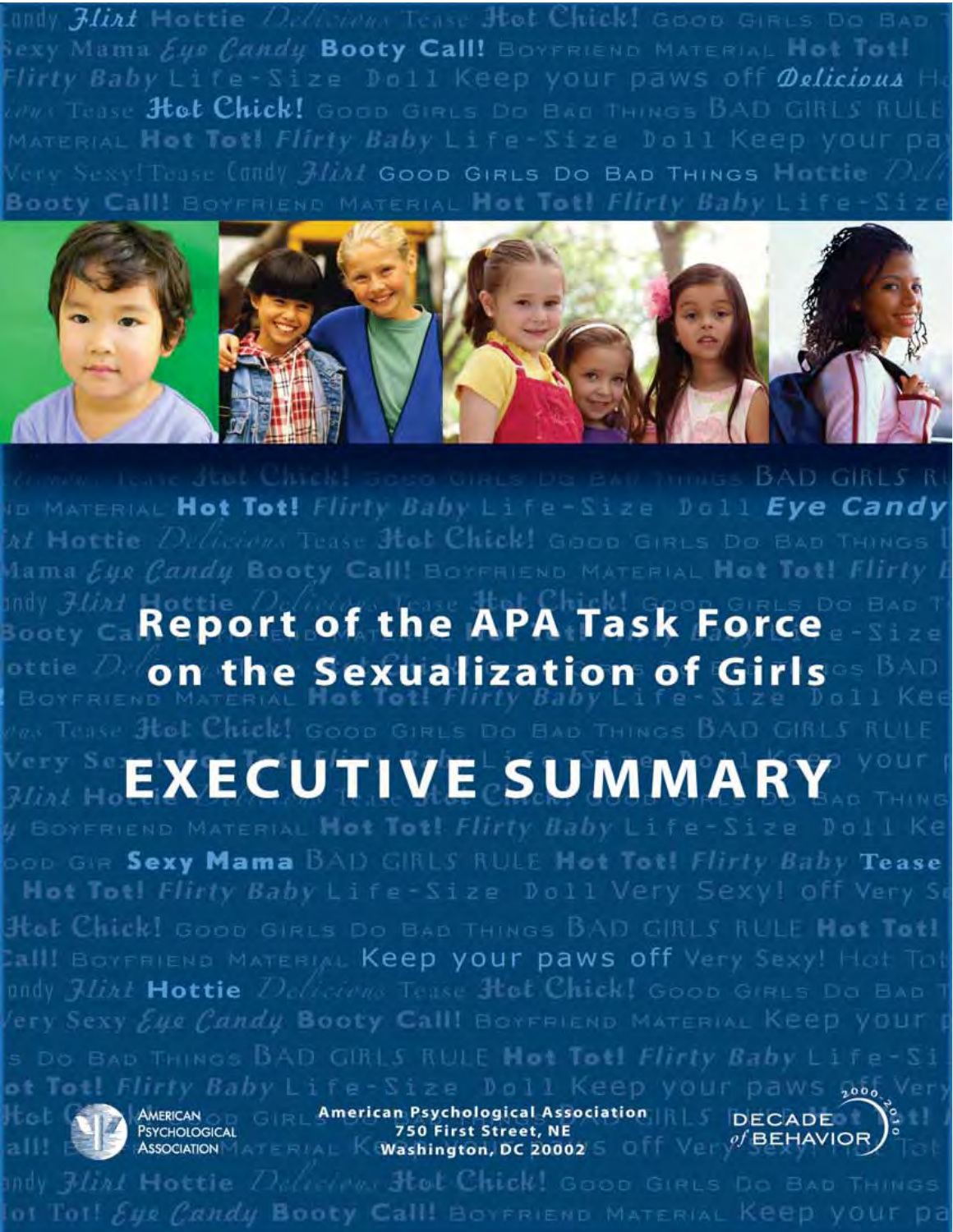# Report of the APA Task Force on the Sexualization of Girls

# EXECUTIVE SUMMARY

American Psychological Association

American Psychological Association
750 First Street, NE
Washington, DC 20002

DECADE of BEHAVIOR 2000–2010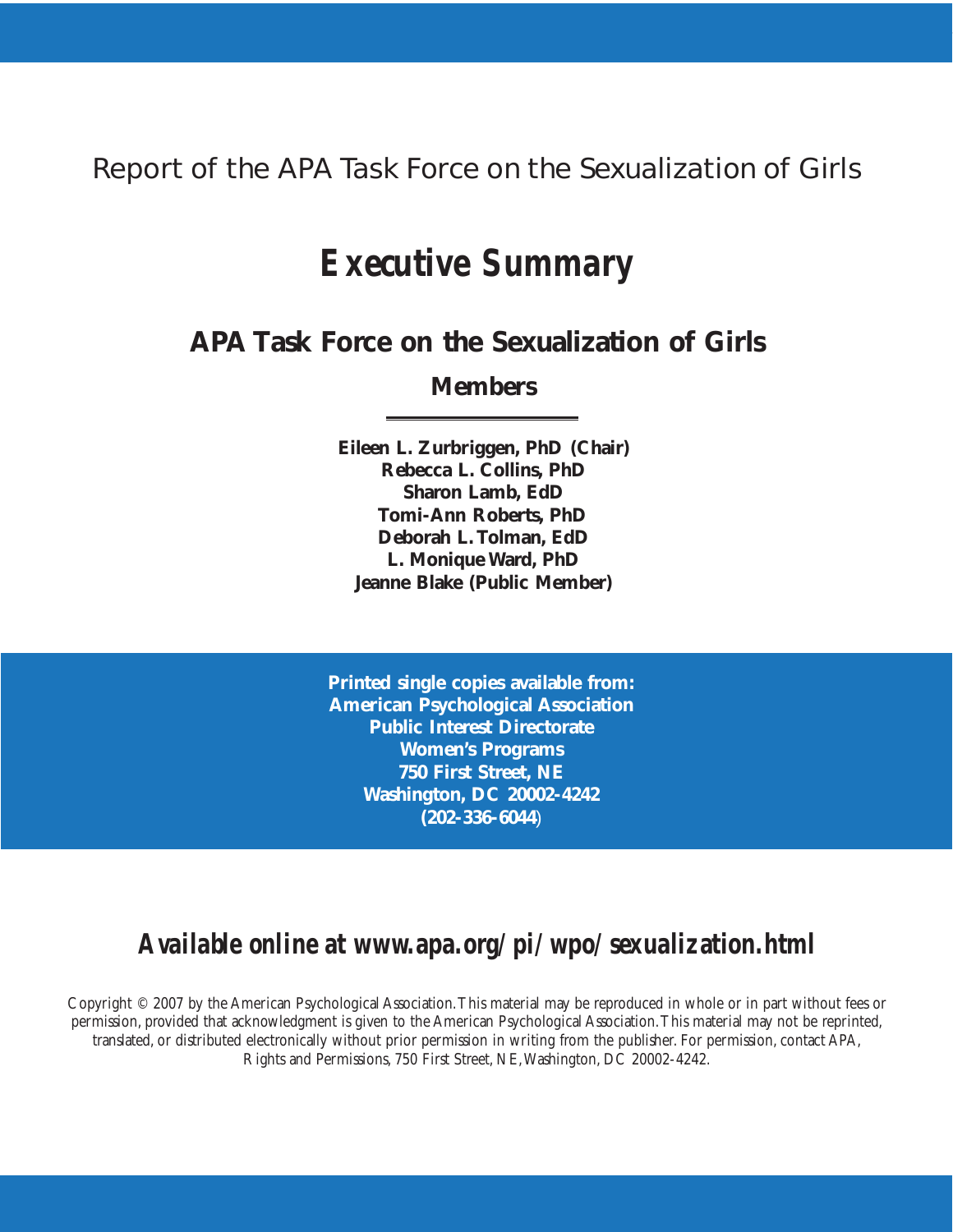Report of the APA Task Force on the Sexualization of Girls

# Executive Summary

## APA Task Force on the Sexualization of Girls

### Members

**Eileen L. Zurbriggen, PhD (Chair)**
**Rebecca L. Collins, PhD**
**Sharon Lamb, EdD**
**Tomi-Ann Roberts, PhD**
**Deborah L. Tolman, EdD**
**L. Monique Ward, PhD**
**Jeanne Blake (Public Member)**

**Printed single copies available from:**
**American Psychological Association**
**Public Interest Directorate**
**Women's Programs**
**750 First Street, NE**
**Washington, DC 20002-4242**
**(202-336-6044)**

***Available online at www.apa.org/pi/wpo/sexualization.html***

Copyright © 2007 by the American Psychological Association. This material may be reproduced in whole or in part without fees or permission, provided that acknowledgment is given to the American Psychological Association. This material may not be reprinted, translated, or distributed electronically without prior permission in writing from the publisher. For permission, contact APA, Rights and Permissions, 750 First Street, NE, Washington, DC 20002-4242.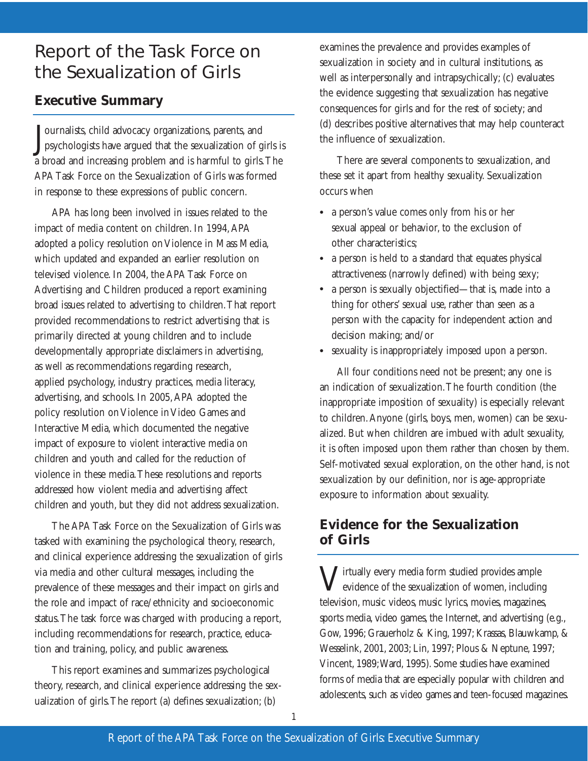# Report of the Task Force on the Sexualization of Girls

## Executive Summary

Journalists, child advocacy organizations, parents, and psychologists have argued that the sexualization of girls is a broad and increasing problem and is harmful to girls. The APA Task Force on the Sexualization of Girls was formed in response to these expressions of public concern.

APA has long been involved in issues related to the impact of media content on children. In 1994, APA adopted a policy resolution on Violence in Mass Media, which updated and expanded an earlier resolution on televised violence. In 2004, the APA Task Force on Advertising and Children produced a report examining broad issues related to advertising to children. That report provided recommendations to restrict advertising that is primarily directed at young children and to include developmentally appropriate disclaimers in advertising, as well as recommendations regarding research, applied psychology, industry practices, media literacy, advertising, and schools. In 2005, APA adopted the policy resolution on Violence in Video Games and Interactive Media, which documented the negative impact of exposure to violent interactive media on children and youth and called for the reduction of violence in these media. These resolutions and reports addressed how violent media and advertising affect children and youth, but they did not address sexualization.

The APA Task Force on the Sexualization of Girls was tasked with examining the psychological theory, research, and clinical experience addressing the sexualization of girls via media and other cultural messages, including the prevalence of these messages and their impact on girls and the role and impact of race/ethnicity and socioeconomic status. The task force was charged with producing a report, including recommendations for research, practice, education and training, policy, and public awareness.

This report examines and summarizes psychological theory, research, and clinical experience addressing the sexualization of girls. The report (a) defines sexualization; (b) examines the prevalence and provides examples of sexualization in society and in cultural institutions, as well as interpersonally and intrapsychically; (c) evaluates the evidence suggesting that sexualization has negative consequences for girls and for the rest of society; and (d) describes positive alternatives that may help counteract the influence of sexualization.

There are several components to sexualization, and these set it apart from healthy sexuality. Sexualization occurs when

- a person's value comes only from his or her sexual appeal or behavior, to the exclusion of other characteristics;
- a person is held to a standard that equates physical attractiveness (narrowly defined) with being sexy;
- a person is sexually objectified—that is, made into a thing for others' sexual use, rather than seen as a person with the capacity for independent action and decision making; and/or
- sexuality is inappropriately imposed upon a person.

All four conditions need not be present; any one is an indication of sexualization. The fourth condition (the inappropriate imposition of sexuality) is especially relevant to children. Anyone (girls, boys, men, women) can be sexualized. But when children are imbued with adult sexuality, it is often imposed upon them rather than chosen by them. Self-motivated sexual exploration, on the other hand, is not sexualization by our definition, nor is age-appropriate exposure to information about sexuality.

## Evidence for the Sexualization of Girls

Virtually every media form studied provides ample evidence of the sexualization of women, including television, music videos, music lyrics, movies, magazines, sports media, video games, the Internet, and advertising (e.g., Gow, 1996; Grauerholz & King, 1997; Krassas, Blauwkamp, & Wesselink, 2001, 2003; Lin, 1997; Plous & Neptune, 1997; Vincent, 1989; Ward, 1995). Some studies have examined forms of media that are especially popular with children and adolescents, such as video games and teen-focused magazines.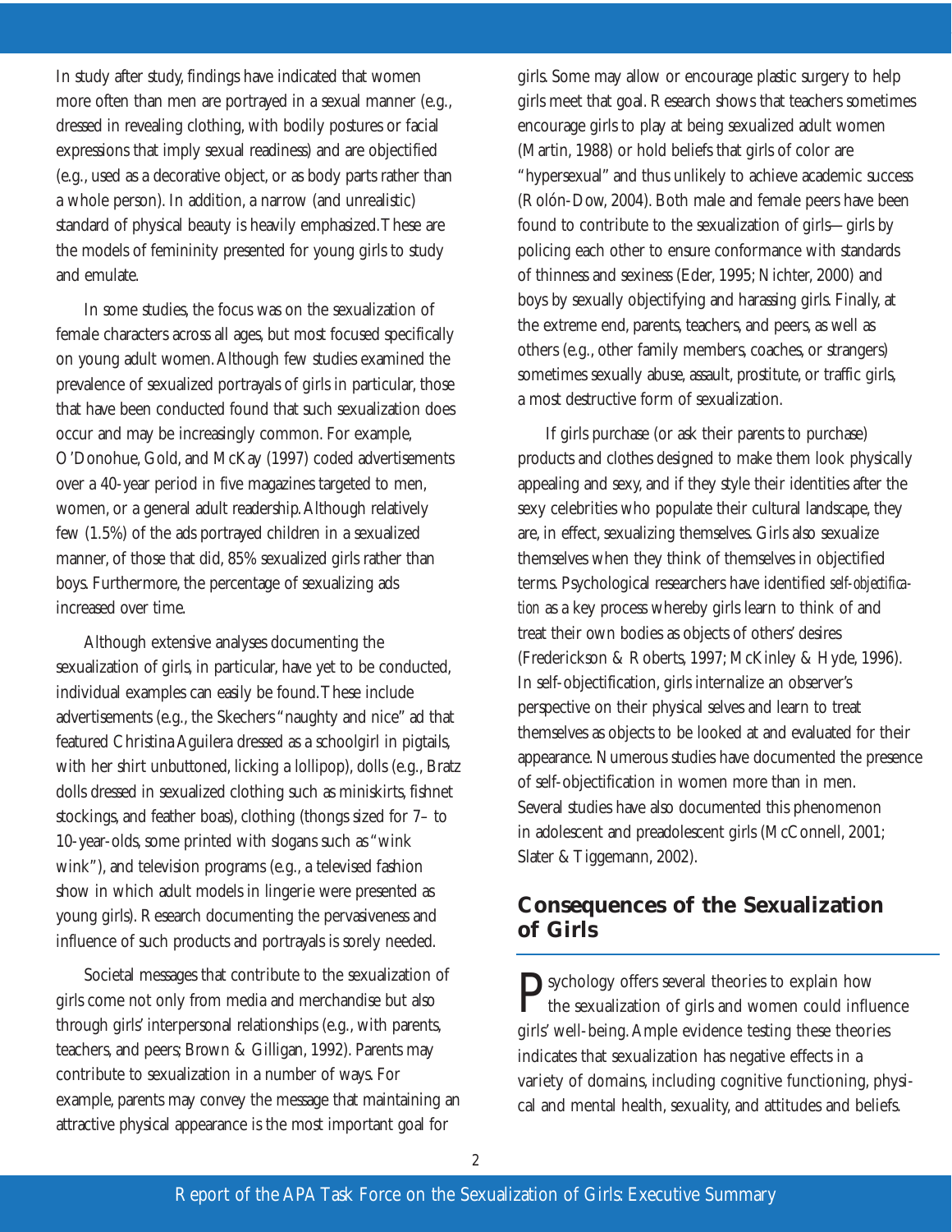In study after study, findings have indicated that women more often than men are portrayed in a sexual manner (e.g., dressed in revealing clothing, with bodily postures or facial expressions that imply sexual readiness) and are objectified (e.g., used as a decorative object, or as body parts rather than a whole person). In addition, a narrow (and unrealistic) standard of physical beauty is heavily emphasized. These are the models of femininity presented for young girls to study and emulate.

In some studies, the focus was on the sexualization of female characters across all ages, but most focused specifically on young adult women. Although few studies examined the prevalence of sexualized portrayals of girls in particular, those that have been conducted found that such sexualization does occur and may be increasingly common. For example, O'Donohue, Gold, and McKay (1997) coded advertisements over a 40-year period in five magazines targeted to men, women, or a general adult readership. Although relatively few (1.5%) of the ads portrayed children in a sexualized manner, of those that did, 85% sexualized girls rather than boys. Furthermore, the percentage of sexualizing ads increased over time.

Although extensive analyses documenting the sexualization of girls, in particular, have yet to be conducted, individual examples can easily be found. These include advertisements (e.g., the Skechers "naughty and nice" ad that featured Christina Aguilera dressed as a schoolgirl in pigtails, with her shirt unbuttoned, licking a lollipop), dolls (e.g., Bratz dolls dressed in sexualized clothing such as miniskirts, fishnet stockings, and feather boas), clothing (thongs sized for 7– to 10-year-olds, some printed with slogans such as "wink wink"), and television programs (e.g., a televised fashion show in which adult models in lingerie were presented as young girls). Research documenting the pervasiveness and influence of such products and portrayals is sorely needed.

Societal messages that contribute to the sexualization of girls come not only from media and merchandise but also through girls' interpersonal relationships (e.g., with parents, teachers, and peers; Brown & Gilligan, 1992). Parents may contribute to sexualization in a number of ways. For example, parents may convey the message that maintaining an attractive physical appearance is the most important goal for girls. Some may allow or encourage plastic surgery to help girls meet that goal. Research shows that teachers sometimes encourage girls to play at being sexualized adult women (Martin, 1988) or hold beliefs that girls of color are "hypersexual" and thus unlikely to achieve academic success (Rolón-Dow, 2004). Both male and female peers have been found to contribute to the sexualization of girls—girls by policing each other to ensure conformance with standards of thinness and sexiness (Eder, 1995; Nichter, 2000) and boys by sexually objectifying and harassing girls. Finally, at the extreme end, parents, teachers, and peers, as well as others (e.g., other family members, coaches, or strangers) sometimes sexually abuse, assault, prostitute, or traffic girls, a most destructive form of sexualization.

If girls purchase (or ask their parents to purchase) products and clothes designed to make them look physically appealing and sexy, and if they style their identities after the sexy celebrities who populate their cultural landscape, they are, in effect, sexualizing themselves. Girls also sexualize themselves when they think of themselves in objectified terms. Psychological researchers have identified *self-objectification* as a key process whereby girls learn to think of and treat their own bodies as objects of others' desires (Frederickson & Roberts, 1997; McKinley & Hyde, 1996). In self-objectification, girls internalize an observer's perspective on their physical selves and learn to treat themselves as objects to be looked at and evaluated for their appearance. Numerous studies have documented the presence of self-objectification in women more than in men. Several studies have also documented this phenomenon in adolescent and preadolescent girls (McConnell, 2001; Slater & Tiggemann, 2002).

## Consequences of the Sexualization of Girls

Psychology offers several theories to explain how the sexualization of girls and women could influence girls' well-being. Ample evidence testing these theories indicates that sexualization has negative effects in a variety of domains, including cognitive functioning, physical and mental health, sexuality, and attitudes and beliefs.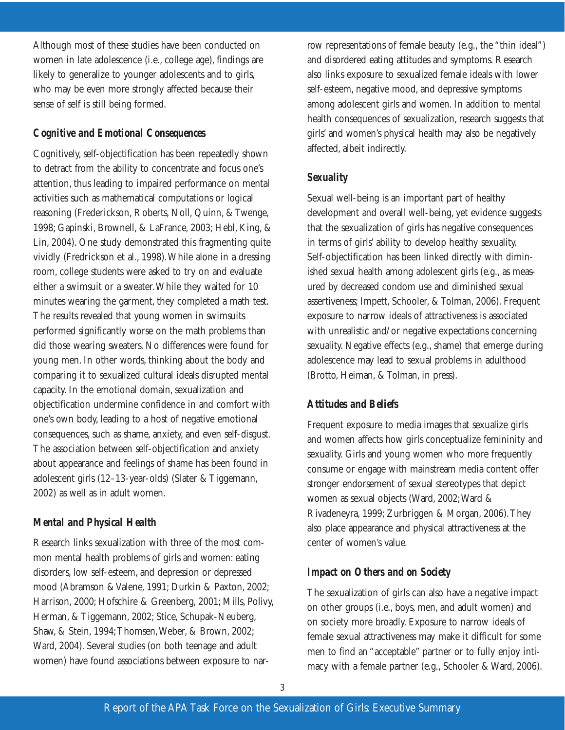Although most of these studies have been conducted on women in late adolescence (i.e., college age), findings are likely to generalize to younger adolescents and to girls, who may be even more strongly affected because their sense of self is still being formed.

### *Cognitive and Emotional Consequences*

Cognitively, self-objectification has been repeatedly shown to detract from the ability to concentrate and focus one's attention, thus leading to impaired performance on mental activities such as mathematical computations or logical reasoning (Frederickson, Roberts, Noll, Quinn, & Twenge, 1998; Gapinski, Brownell, & LaFrance, 2003; Hebl, King, & Lin, 2004). One study demonstrated this fragmenting quite vividly (Fredrickson et al., 1998). While alone in a dressing room, college students were asked to try on and evaluate either a swimsuit or a sweater. While they waited for 10 minutes wearing the garment, they completed a math test. The results revealed that young women in swimsuits performed significantly worse on the math problems than did those wearing sweaters. No differences were found for young men. In other words, thinking about the body and comparing it to sexualized cultural ideals disrupted mental capacity. In the emotional domain, sexualization and objectification undermine confidence in and comfort with one's own body, leading to a host of negative emotional consequences, such as shame, anxiety, and even self-disgust. The association between self-objectification and anxiety about appearance and feelings of shame has been found in adolescent girls (12–13-year-olds) (Slater & Tiggemann, 2002) as well as in adult women.

### *Mental and Physical Health*

Research links sexualization with three of the most common mental health problems of girls and women: eating disorders, low self-esteem, and depression or depressed mood (Abramson & Valene, 1991; Durkin & Paxton, 2002; Harrison, 2000; Hofschire & Greenberg, 2001; Mills, Polivy, Herman, & Tiggemann, 2002; Stice, Schupak-Neuberg, Shaw, & Stein, 1994; Thomsen, Weber, & Brown, 2002; Ward, 2004). Several studies (on both teenage and adult women) have found associations between exposure to narrow representations of female beauty (e.g., the "thin ideal") and disordered eating attitudes and symptoms. Research also links exposure to sexualized female ideals with lower self-esteem, negative mood, and depressive symptoms among adolescent girls and women. In addition to mental health consequences of sexualization, research suggests that girls' and women's physical health may also be negatively affected, albeit indirectly.

### *Sexuality*

Sexual well-being is an important part of healthy development and overall well-being, yet evidence suggests that the sexualization of girls has negative consequences in terms of girls' ability to develop healthy sexuality. Self-objectification has been linked directly with diminished sexual health among adolescent girls (e.g., as measured by decreased condom use and diminished sexual assertiveness; Impett, Schooler, & Tolman, 2006). Frequent exposure to narrow ideals of attractiveness is associated with unrealistic and/or negative expectations concerning sexuality. Negative effects (e.g., shame) that emerge during adolescence may lead to sexual problems in adulthood (Brotto, Heiman, & Tolman, in press).

### *Attitudes and Beliefs*

Frequent exposure to media images that sexualize girls and women affects how girls conceptualize femininity and sexuality. Girls and young women who more frequently consume or engage with mainstream media content offer stronger endorsement of sexual stereotypes that depict women as sexual objects (Ward, 2002; Ward & Rivadeneyra, 1999; Zurbriggen & Morgan, 2006). They also place appearance and physical attractiveness at the center of women's value.

### *Impact on Others and on Society*

The sexualization of girls can also have a negative impact on other groups (i.e., boys, men, and adult women) and on society more broadly. Exposure to narrow ideals of female sexual attractiveness may make it difficult for some men to find an "acceptable" partner or to fully enjoy intimacy with a female partner (e.g., Schooler & Ward, 2006).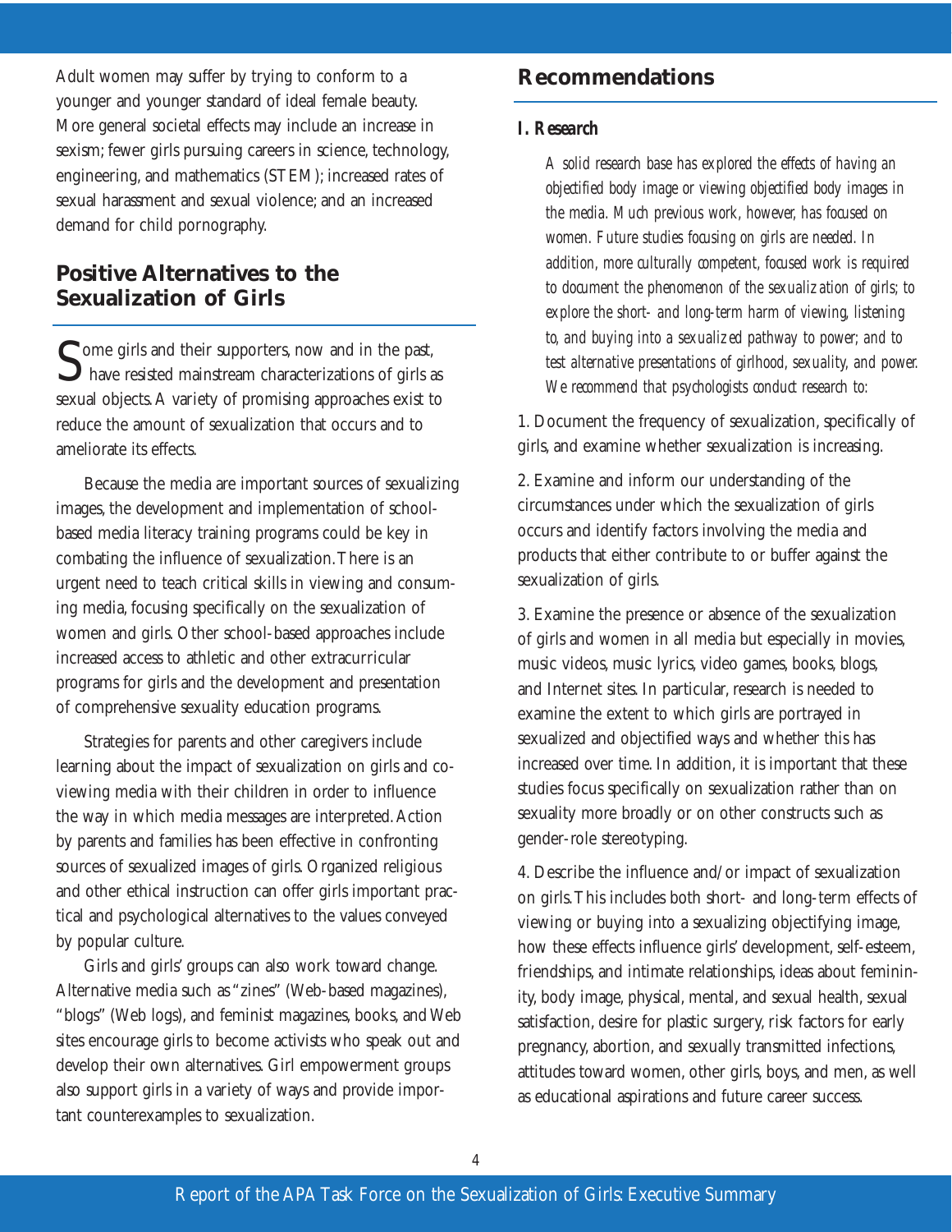Adult women may suffer by trying to conform to a younger and younger standard of ideal female beauty. More general societal effects may include an increase in sexism; fewer girls pursuing careers in science, technology, engineering, and mathematics (STEM); increased rates of sexual harassment and sexual violence; and an increased demand for child pornography.

## Positive Alternatives to the Sexualization of Girls

Some girls and their supporters, now and in the past, have resisted mainstream characterizations of girls as sexual objects. A variety of promising approaches exist to reduce the amount of sexualization that occurs and to ameliorate its effects.

Because the media are important sources of sexualizing images, the development and implementation of school-based media literacy training programs could be key in combating the influence of sexualization. There is an urgent need to teach critical skills in viewing and consuming media, focusing specifically on the sexualization of women and girls. Other school-based approaches include increased access to athletic and other extracurricular programs for girls and the development and presentation of comprehensive sexuality education programs.

Strategies for parents and other caregivers include learning about the impact of sexualization on girls and co-viewing media with their children in order to influence the way in which media messages are interpreted. Action by parents and families has been effective in confronting sources of sexualized images of girls. Organized religious and other ethical instruction can offer girls important practical and psychological alternatives to the values conveyed by popular culture.

Girls and girls' groups can also work toward change. Alternative media such as "zines" (Web-based magazines), "blogs" (Web logs), and feminist magazines, books, and Web sites encourage girls to become activists who speak out and develop their own alternatives. Girl empowerment groups also support girls in a variety of ways and provide important counterexamples to sexualization.

## Recommendations

### I. Research

*A solid research base has explored the effects of having an objectified body image or viewing objectified body images in the media. Much previous work, however, has focused on women. Future studies focusing on girls are needed. In addition, more culturally competent, focused work is required to document the phenomenon of the sexualization of girls; to explore the short- and long-term harm of viewing, listening to, and buying into a sexualized pathway to power; and to test alternative presentations of girlhood, sexuality, and power. We recommend that psychologists conduct research to:*

1. Document the frequency of sexualization, specifically of girls, and examine whether sexualization is increasing.

2. Examine and inform our understanding of the circumstances under which the sexualization of girls occurs and identify factors involving the media and products that either contribute to or buffer against the sexualization of girls.

3. Examine the presence or absence of the sexualization of girls and women in all media but especially in movies, music videos, music lyrics, video games, books, blogs, and Internet sites. In particular, research is needed to examine the extent to which girls are portrayed in sexualized and objectified ways and whether this has increased over time. In addition, it is important that these studies focus specifically on sexualization rather than on sexuality more broadly or on other constructs such as gender-role stereotyping.

4. Describe the influence and/or impact of sexualization on girls. This includes both short- and long-term effects of viewing or buying into a sexualizing objectifying image, how these effects influence girls' development, self-esteem, friendships, and intimate relationships, ideas about femininity, body image, physical, mental, and sexual health, sexual satisfaction, desire for plastic surgery, risk factors for early pregnancy, abortion, and sexually transmitted infections, attitudes toward women, other girls, boys, and men, as well as educational aspirations and future career success.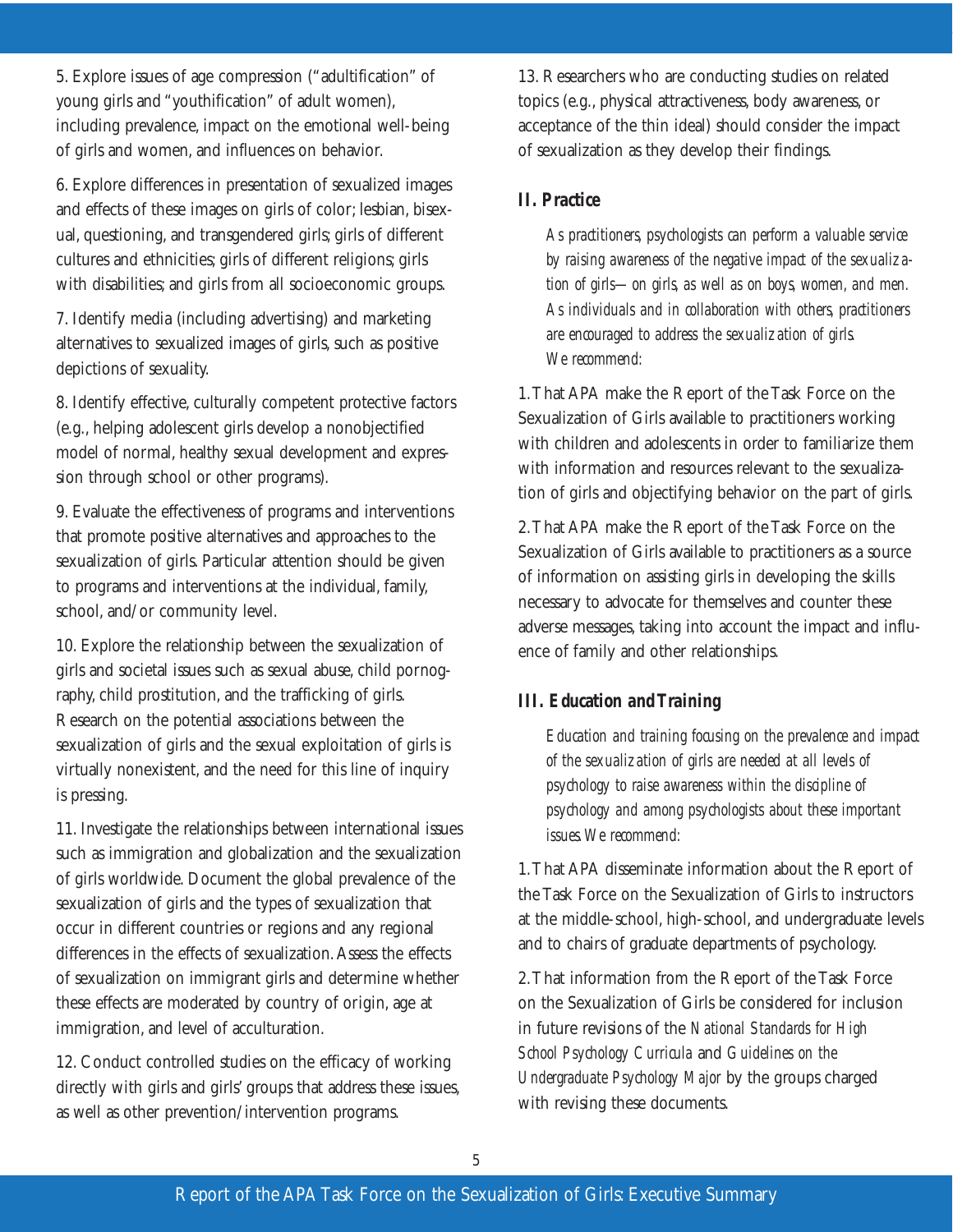5. Explore issues of age compression ("adultification" of young girls and "youthification" of adult women), including prevalence, impact on the emotional well-being of girls and women, and influences on behavior.

6. Explore differences in presentation of sexualized images and effects of these images on girls of color; lesbian, bisexual, questioning, and transgendered girls; girls of different cultures and ethnicities; girls of different religions; girls with disabilities; and girls from all socioeconomic groups.

7. Identify media (including advertising) and marketing alternatives to sexualized images of girls, such as positive depictions of sexuality.

8. Identify effective, culturally competent protective factors (e.g., helping adolescent girls develop a nonobjectified model of normal, healthy sexual development and expression through school or other programs).

9. Evaluate the effectiveness of programs and interventions that promote positive alternatives and approaches to the sexualization of girls. Particular attention should be given to programs and interventions at the individual, family, school, and/or community level.

10. Explore the relationship between the sexualization of girls and societal issues such as sexual abuse, child pornography, child prostitution, and the trafficking of girls. Research on the potential associations between the sexualization of girls and the sexual exploitation of girls is virtually nonexistent, and the need for this line of inquiry is pressing.

11. Investigate the relationships between international issues such as immigration and globalization and the sexualization of girls worldwide. Document the global prevalence of the sexualization of girls and the types of sexualization that occur in different countries or regions and any regional differences in the effects of sexualization. Assess the effects of sexualization on immigrant girls and determine whether these effects are moderated by country of origin, age at immigration, and level of acculturation.

12. Conduct controlled studies on the efficacy of working directly with girls and girls' groups that address these issues, as well as other prevention/intervention programs.

13. Researchers who are conducting studies on related topics (e.g., physical attractiveness, body awareness, or acceptance of the thin ideal) should consider the impact of sexualization as they develop their findings.

## II. Practice

*As practitioners, psychologists can perform a valuable service by raising awareness of the negative impact of the sexualization of girls—on girls, as well as on boys, women, and men. As individuals and in collaboration with others, practitioners are encouraged to address the sexualization of girls. We recommend:*

1. That APA make the Report of the Task Force on the Sexualization of Girls available to practitioners working with children and adolescents in order to familiarize them with information and resources relevant to the sexualization of girls and objectifying behavior on the part of girls.

2. That APA make the Report of the Task Force on the Sexualization of Girls available to practitioners as a source of information on assisting girls in developing the skills necessary to advocate for themselves and counter these adverse messages, taking into account the impact and influence of family and other relationships.

## III. Education and Training

*Education and training focusing on the prevalence and impact of the sexualization of girls are needed at all levels of psychology to raise awareness within the discipline of psychology and among psychologists about these important issues. We recommend:*

1. That APA disseminate information about the Report of the Task Force on the Sexualization of Girls to instructors at the middle-school, high-school, and undergraduate levels and to chairs of graduate departments of psychology.

2. That information from the Report of the Task Force on the Sexualization of Girls be considered for inclusion in future revisions of the *National Standards for High School Psychology Curricula* and *Guidelines on the Undergraduate Psychology Major* by the groups charged with revising these documents.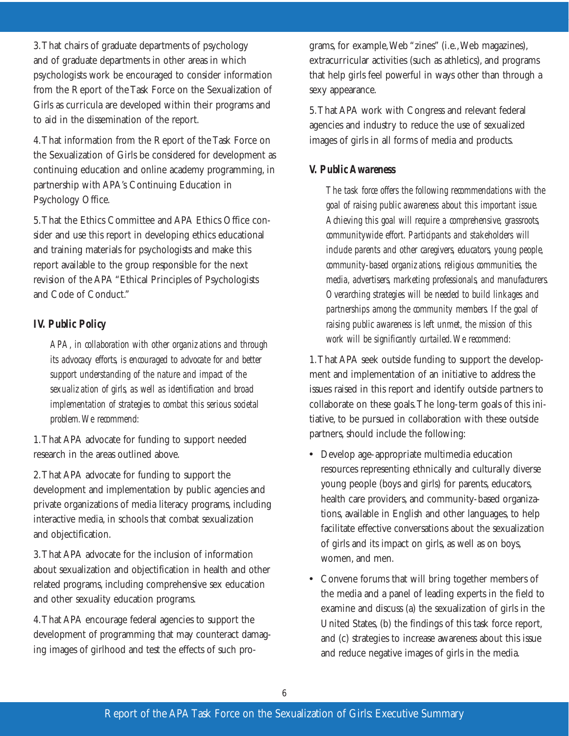3. That chairs of graduate departments of psychology and of graduate departments in other areas in which psychologists work be encouraged to consider information from the Report of the Task Force on the Sexualization of Girls as curricula are developed within their programs and to aid in the dissemination of the report.

4. That information from the Report of the Task Force on the Sexualization of Girls be considered for development as continuing education and online academy programming, in partnership with APA's Continuing Education in Psychology Office.

5. That the Ethics Committee and APA Ethics Office consider and use this report in developing ethics educational and training materials for psychologists and make this report available to the group responsible for the next revision of the APA "Ethical Principles of Psychologists and Code of Conduct."

### IV. Public Policy

*APA, in collaboration with other organizations and through its advocacy efforts, is encouraged to advocate for and better support understanding of the nature and impact of the sexualization of girls, as well as identification and broad implementation of strategies to combat this serious societal problem. We recommend:*

1. That APA advocate for funding to support needed research in the areas outlined above.

2. That APA advocate for funding to support the development and implementation by public agencies and private organizations of media literacy programs, including interactive media, in schools that combat sexualization and objectification.

3. That APA advocate for the inclusion of information about sexualization and objectification in health and other related programs, including comprehensive sex education and other sexuality education programs.

4. That APA encourage federal agencies to support the development of programming that may counteract damaging images of girlhood and test the effects of such programs, for example, Web "zines" (i.e., Web magazines), extracurricular activities (such as athletics), and programs that help girls feel powerful in ways other than through a sexy appearance.

5. That APA work with Congress and relevant federal agencies and industry to reduce the use of sexualized images of girls in all forms of media and products.

### V. Public Awareness

*The task force offers the following recommendations with the goal of raising public awareness about this important issue. Achieving this goal will require a comprehensive, grassroots, communitywide effort. Participants and stakeholders will include parents and other caregivers, educators, young people, community-based organizations, religious communities, the media, advertisers, marketing professionals, and manufacturers. Overarching strategies will be needed to build linkages and partnerships among the community members. If the goal of raising public awareness is left unmet, the mission of this work will be significantly curtailed. We recommend:*

1. That APA seek outside funding to support the development and implementation of an initiative to address the issues raised in this report and identify outside partners to collaborate on these goals. The long-term goals of this initiative, to be pursued in collaboration with these outside partners, should include the following:

- Develop age-appropriate multimedia education resources representing ethnically and culturally diverse young people (boys and girls) for parents, educators, health care providers, and community-based organizations, available in English and other languages, to help facilitate effective conversations about the sexualization of girls and its impact on girls, as well as on boys, women, and men.
- Convene forums that will bring together members of the media and a panel of leading experts in the field to examine and discuss (a) the sexualization of girls in the United States, (b) the findings of this task force report, and (c) strategies to increase awareness about this issue and reduce negative images of girls in the media.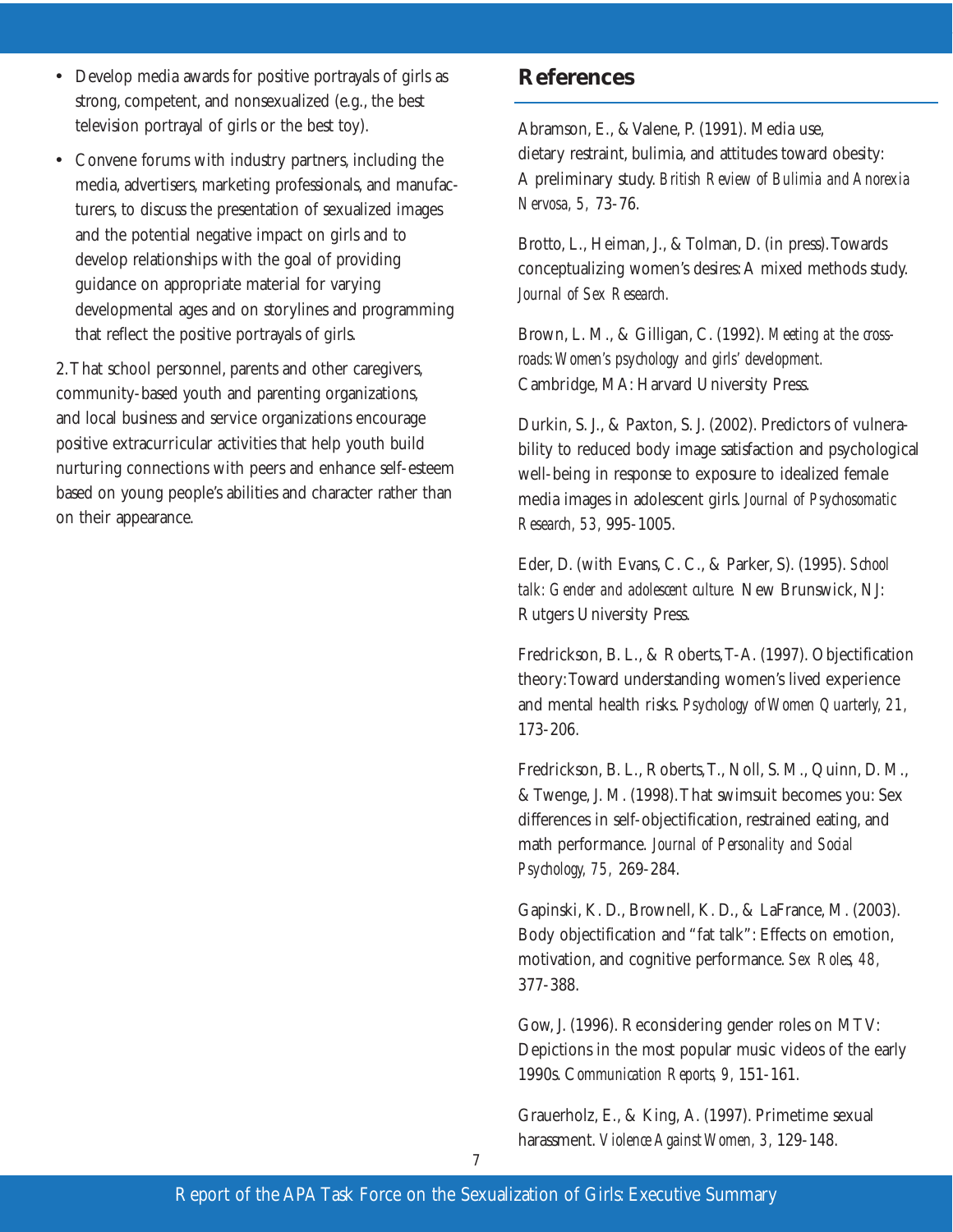- Develop media awards for positive portrayals of girls as strong, competent, and nonsexualized (e.g., the best television portrayal of girls or the best toy).
- Convene forums with industry partners, including the media, advertisers, marketing professionals, and manufacturers, to discuss the presentation of sexualized images and the potential negative impact on girls and to develop relationships with the goal of providing guidance on appropriate material for varying developmental ages and on storylines and programming that reflect the positive portrayals of girls.

2. That school personnel, parents and other caregivers, community-based youth and parenting organizations, and local business and service organizations encourage positive extracurricular activities that help youth build nurturing connections with peers and enhance self-esteem based on young people's abilities and character rather than on their appearance.

## References

Abramson, E., & Valene, P. (1991). Media use, dietary restraint, bulimia, and attitudes toward obesity: A preliminary study. *British Review of Bulimia and Anorexia Nervosa, 5,* 73-76.

Brotto, L., Heiman, J., & Tolman, D. (in press). Towards conceptualizing women's desires: A mixed methods study. *Journal of Sex Research.*

Brown, L. M., & Gilligan, C. (1992). *Meeting at the crossroads: Women's psychology and girls' development.* Cambridge, MA: Harvard University Press.

Durkin, S. J., & Paxton, S. J. (2002). Predictors of vulnerability to reduced body image satisfaction and psychological well-being in response to exposure to idealized female media images in adolescent girls. *Journal of Psychosomatic Research, 53,* 995-1005.

Eder, D. (with Evans, C. C., & Parker, S). (1995). *School talk: Gender and adolescent culture.* New Brunswick, NJ: Rutgers University Press.

Fredrickson, B. L., & Roberts, T-A. (1997). Objectification theory: Toward understanding women's lived experience and mental health risks. *Psychology of Women Quarterly, 21,* 173-206.

Fredrickson, B. L., Roberts, T., Noll, S. M., Quinn, D. M., & Twenge, J. M. (1998). That swimsuit becomes you: Sex differences in self-objectification, restrained eating, and math performance. *Journal of Personality and Social Psychology, 75,* 269-284.

Gapinski, K. D., Brownell, K. D., & LaFrance, M. (2003). Body objectification and "fat talk": Effects on emotion, motivation, and cognitive performance. *Sex Roles, 48,* 377-388.

Gow, J. (1996). Reconsidering gender roles on MTV: Depictions in the most popular music videos of the early 1990s. *Communication Reports, 9,* 151-161.

Grauerholz, E., & King, A. (1997). Primetime sexual harassment. *Violence Against Women, 3,* 129-148.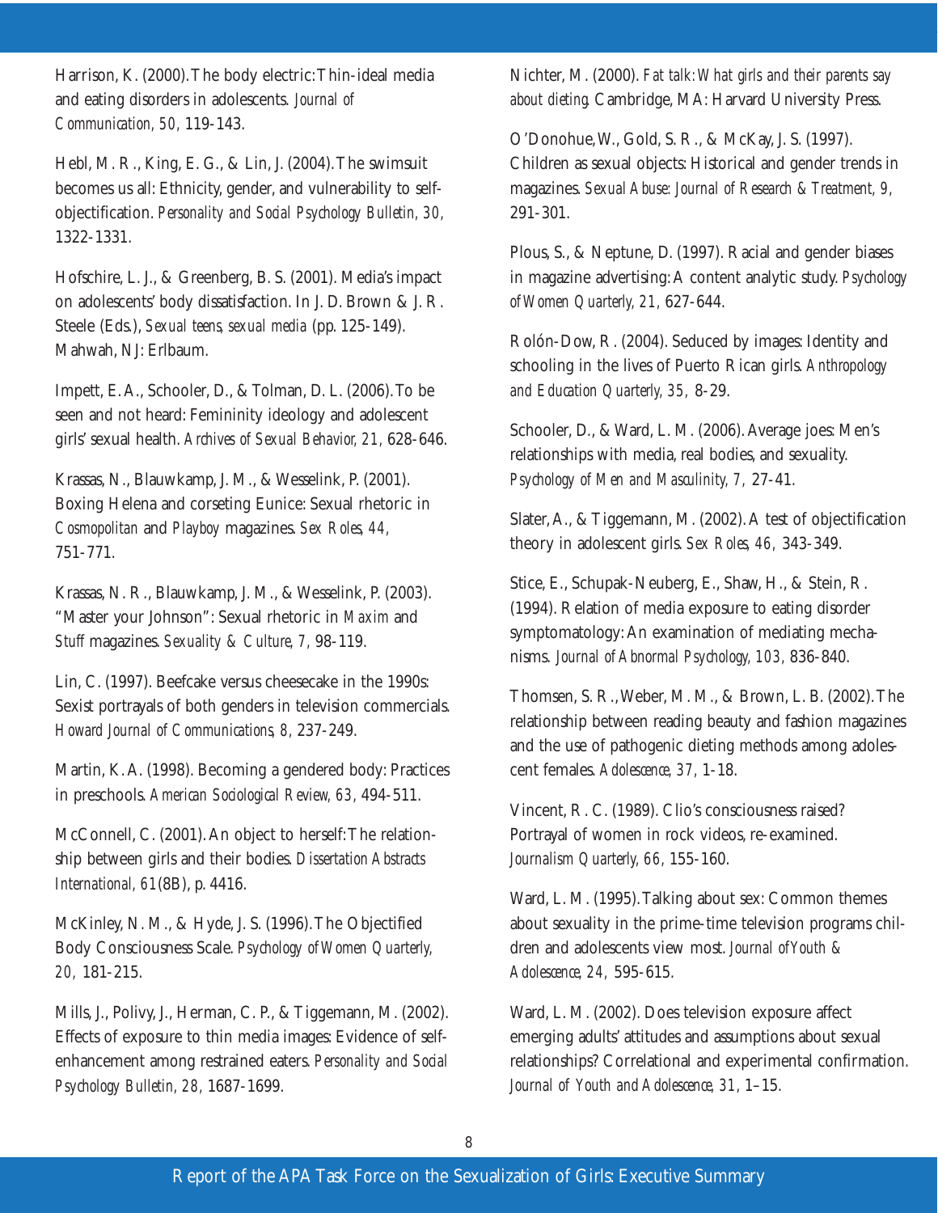Harrison, K. (2000). The body electric: Thin-ideal media and eating disorders in adolescents. *Journal of Communication, 50,* 119-143.

Hebl, M. R., King, E. G., & Lin, J. (2004). The swimsuit becomes us all: Ethnicity, gender, and vulnerability to self-objectification. *Personality and Social Psychology Bulletin, 30,* 1322-1331.

Hofschire, L. J., & Greenberg, B. S. (2001). Media's impact on adolescents' body dissatisfaction. In J. D. Brown & J. R. Steele (Eds.), *Sexual teens, sexual media* (pp. 125-149). Mahwah, NJ: Erlbaum.

Impett, E. A., Schooler, D., & Tolman, D. L. (2006). To be seen and not heard: Femininity ideology and adolescent girls' sexual health. *Archives of Sexual Behavior, 21,* 628-646.

Krassas, N., Blauwkamp, J. M., & Wesselink, P. (2001). Boxing Helena and corseting Eunice: Sexual rhetoric in *Cosmopolitan* and *Playboy* magazines. *Sex Roles, 44,* 751-771.

Krassas, N. R., Blauwkamp, J. M., & Wesselink, P. (2003). "Master your Johnson": Sexual rhetoric in *Maxim* and *Stuff* magazines. *Sexuality & Culture, 7,* 98-119.

Lin, C. (1997). Beefcake versus cheesecake in the 1990s: Sexist portrayals of both genders in television commercials. *Howard Journal of Communications, 8,* 237-249.

Martin, K. A. (1998). Becoming a gendered body: Practices in preschools. *American Sociological Review, 63,* 494-511.

McConnell, C. (2001). An object to herself: The relationship between girls and their bodies. *Dissertation Abstracts International, 61*(8B), p. 4416.

McKinley, N. M., & Hyde, J. S. (1996). The Objectified Body Consciousness Scale. *Psychology of Women Quarterly, 20,* 181-215.

Mills, J., Polivy, J., Herman, C. P., & Tiggemann, M. (2002). Effects of exposure to thin media images: Evidence of self-enhancement among restrained eaters. *Personality and Social Psychology Bulletin, 28,* 1687-1699.

Nichter, M. (2000). *Fat talk: What girls and their parents say about dieting.* Cambridge, MA: Harvard University Press.

O'Donohue, W., Gold, S. R., & McKay, J. S. (1997). Children as sexual objects: Historical and gender trends in magazines. *Sexual Abuse: Journal of Research & Treatment, 9,* 291-301.

Plous, S., & Neptune, D. (1997). Racial and gender biases in magazine advertising: A content analytic study. *Psychology of Women Quarterly, 21,* 627-644.

Rolón-Dow, R. (2004). Seduced by images: Identity and schooling in the lives of Puerto Rican girls. *Anthropology and Education Quarterly, 35,* 8-29.

Schooler, D., & Ward, L. M. (2006). Average joes: Men's relationships with media, real bodies, and sexuality. *Psychology of Men and Masculinity, 7,* 27-41.

Slater, A., & Tiggemann, M. (2002). A test of objectification theory in adolescent girls. *Sex Roles, 46,* 343-349.

Stice, E., Schupak-Neuberg, E., Shaw, H., & Stein, R. (1994). Relation of media exposure to eating disorder symptomatology: An examination of mediating mechanisms. *Journal of Abnormal Psychology, 103,* 836-840.

Thomsen, S. R., Weber, M. M., & Brown, L. B. (2002). The relationship between reading beauty and fashion magazines and the use of pathogenic dieting methods among adolescent females. *Adolescence, 37,* 1-18.

Vincent, R. C. (1989). Clio's consciousness raised? Portrayal of women in rock videos, re-examined. *Journalism Quarterly, 66,* 155-160.

Ward, L. M. (1995). Talking about sex: Common themes about sexuality in the prime-time television programs children and adolescents view most. *Journal of Youth & Adolescence, 24,* 595-615.

Ward, L. M. (2002). Does television exposure affect emerging adults' attitudes and assumptions about sexual relationships? Correlational and experimental confirmation. *Journal of Youth and Adolescence, 31,* 1–15.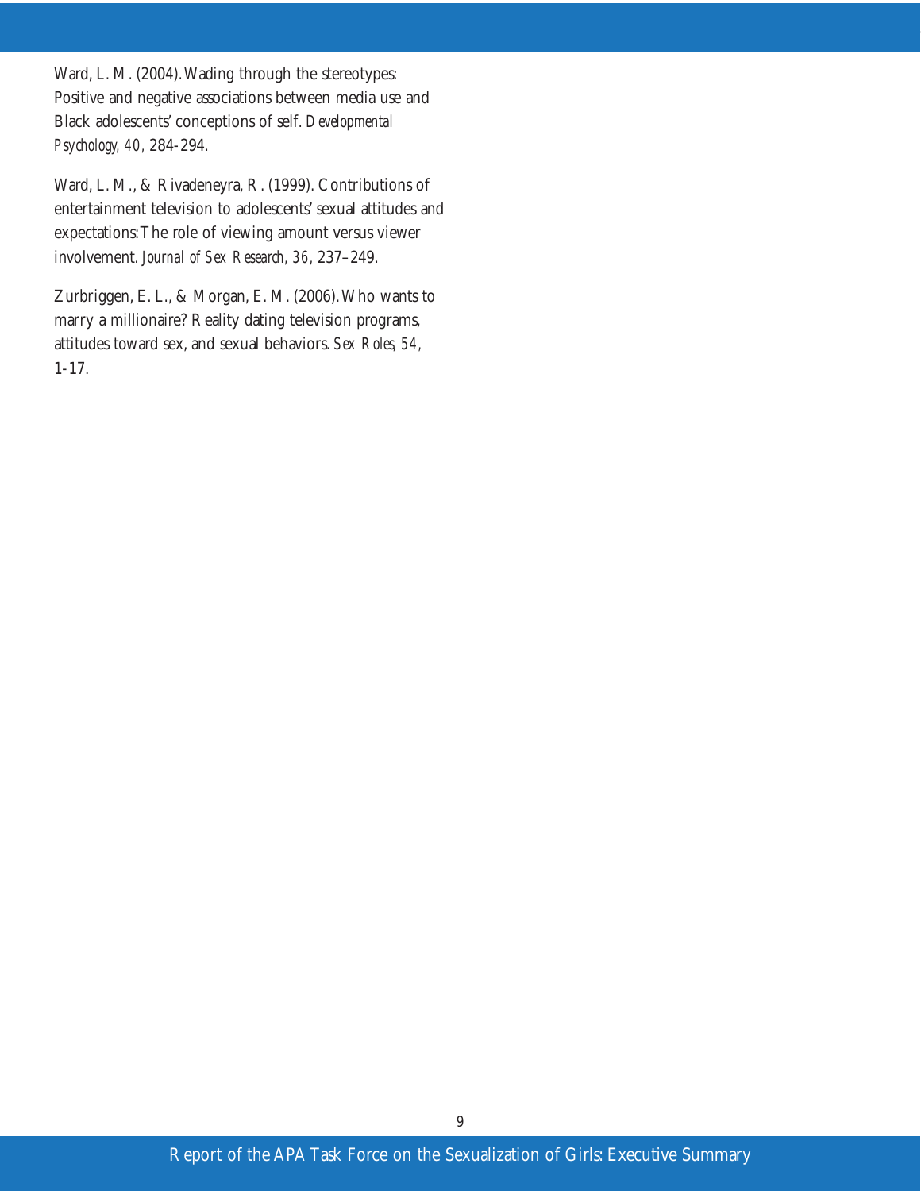Ward, L. M. (2004). Wading through the stereotypes: Positive and negative associations between media use and Black adolescents' conceptions of self. *Developmental Psychology, 40,* 284-294.

Ward, L. M., & Rivadeneyra, R. (1999). Contributions of entertainment television to adolescents' sexual attitudes and expectations: The role of viewing amount versus viewer involvement. *Journal of Sex Research, 36,* 237–249.

Zurbriggen, E. L., & Morgan, E. M. (2006). Who wants to marry a millionaire? Reality dating television programs, attitudes toward sex, and sexual behaviors. *Sex Roles, 54,* 1-17.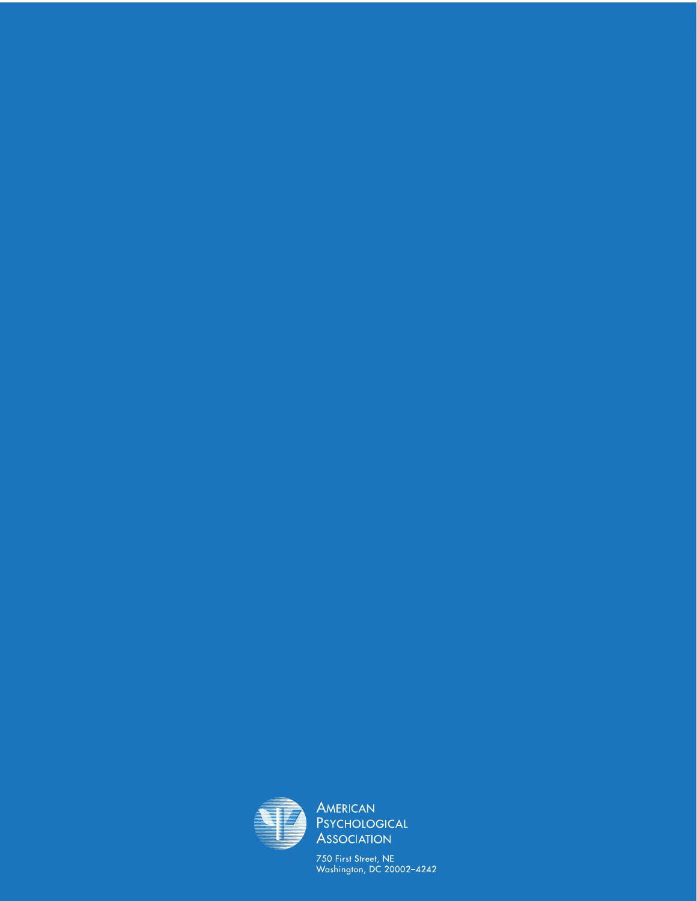AMERICAN
PSYCHOLOGICAL
ASSOCIATION

750 First Street, NE
Washington, DC 20002–4242